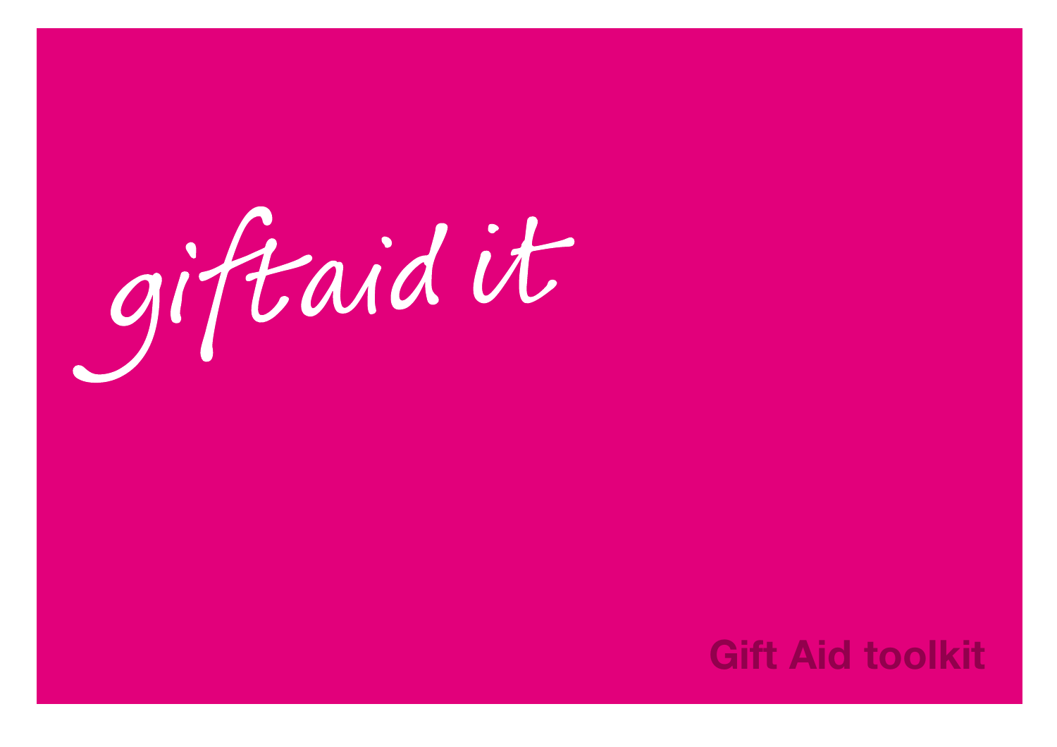giftaid it

# Gift Aid toolkit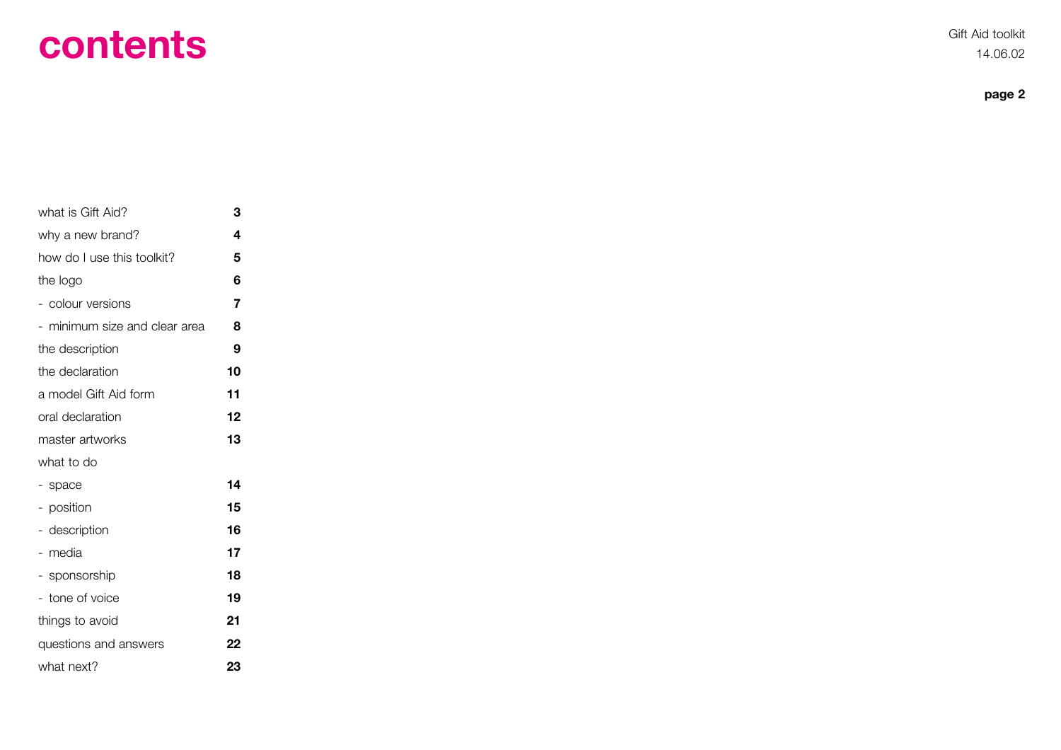# contents

| | |
|---|---|
| what is Gift Aid? | **3** |
| why a new brand? | **4** |
| how do I use this toolkit? | **5** |
| the logo | **6** |
| - colour versions | **7** |
| - minimum size and clear area | **8** |
| the description | **9** |
| the declaration | **10** |
| a model Gift Aid form | **11** |
| oral declaration | **12** |
| master artworks | **13** |
| what to do | |
| - space | **14** |
| - position | **15** |
| - description | **16** |
| - media | **17** |
| - sponsorship | **18** |
| - tone of voice | **19** |
| things to avoid | **21** |
| questions and answers | **22** |
| what next? | **23** |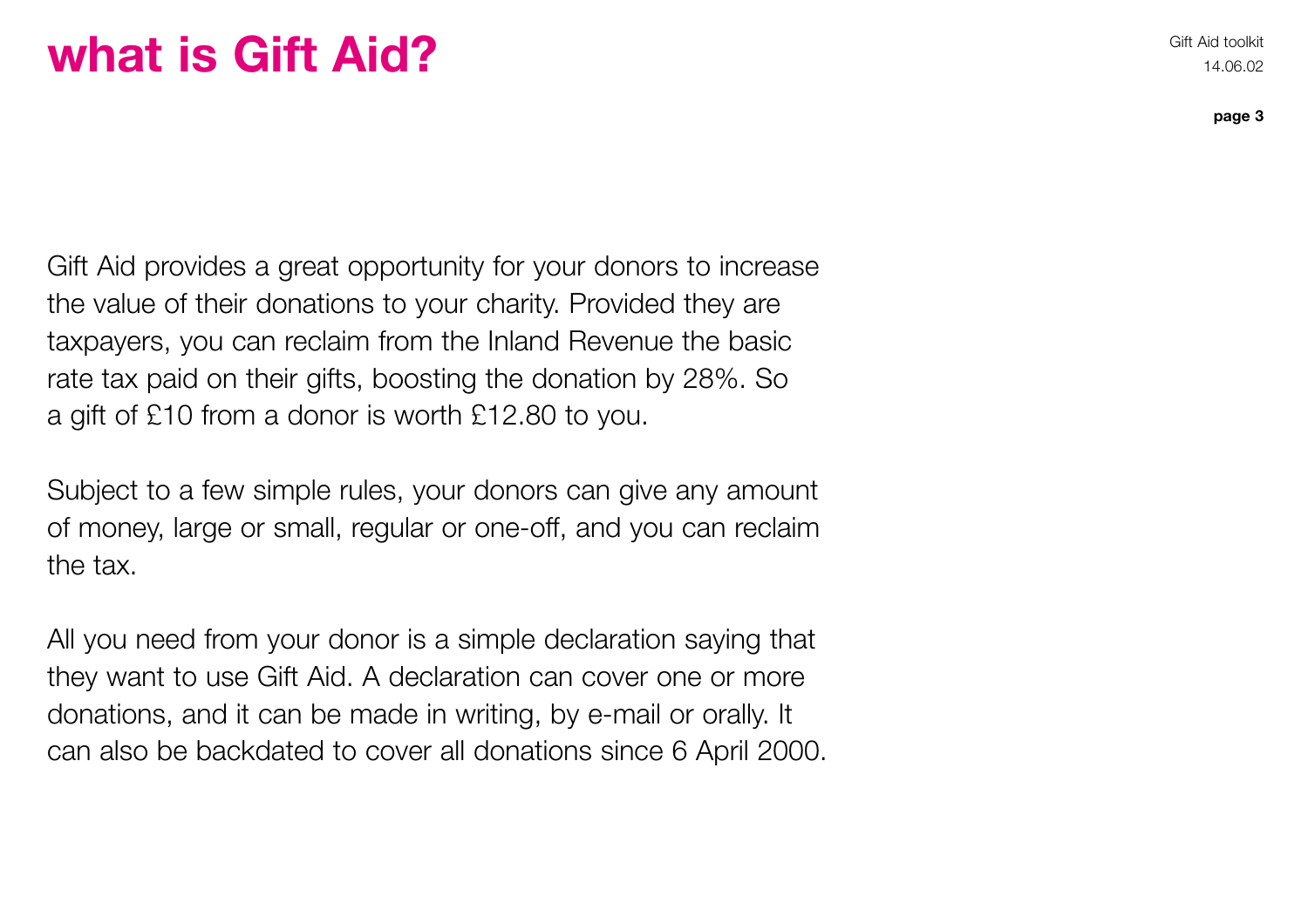# what is Gift Aid?

Gift Aid provides a great opportunity for your donors to increase the value of their donations to your charity. Provided they are taxpayers, you can reclaim from the Inland Revenue the basic rate tax paid on their gifts, boosting the donation by 28%. So a gift of £10 from a donor is worth £12.80 to you.

Subject to a few simple rules, your donors can give any amount of money, large or small, regular or one-off, and you can reclaim the tax.

All you need from your donor is a simple declaration saying that they want to use Gift Aid. A declaration can cover one or more donations, and it can be made in writing, by e-mail or orally. It can also be backdated to cover all donations since 6 April 2000.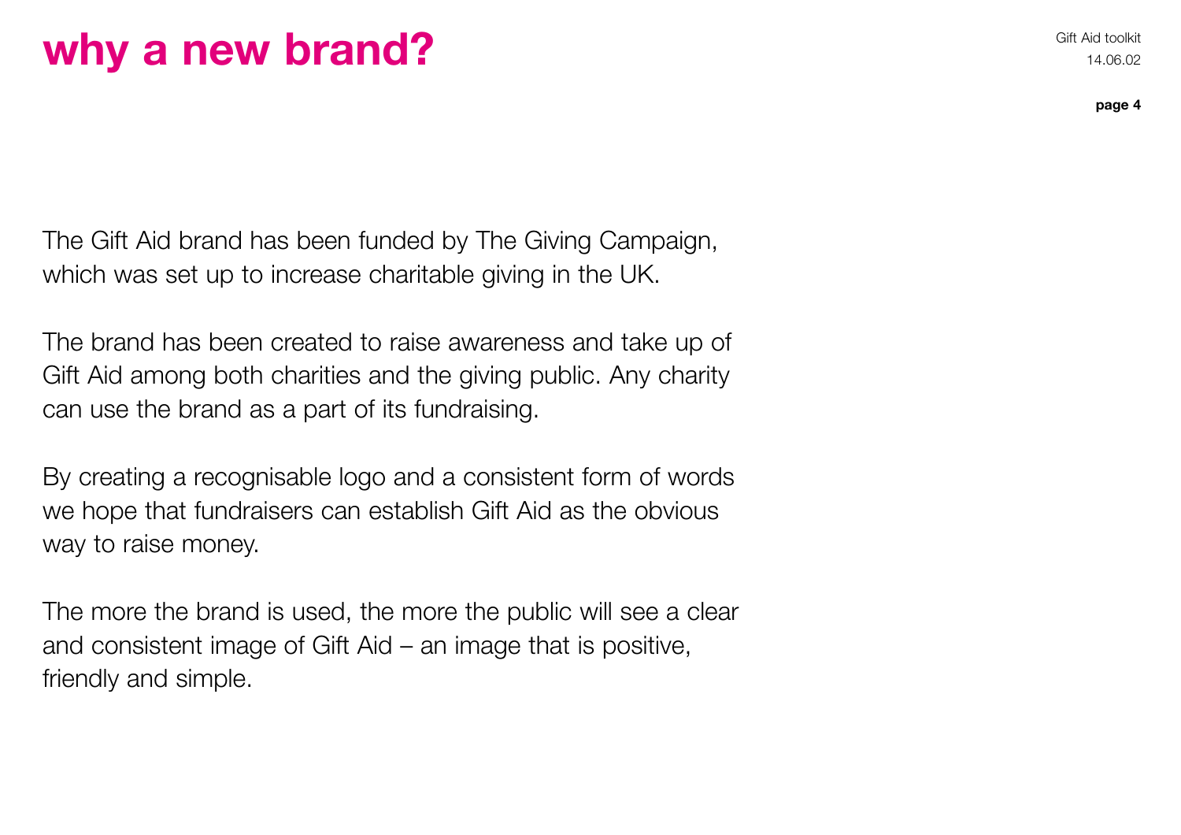# why a new brand?

The Gift Aid brand has been funded by The Giving Campaign, which was set up to increase charitable giving in the UK.

The brand has been created to raise awareness and take up of Gift Aid among both charities and the giving public. Any charity can use the brand as a part of its fundraising.

By creating a recognisable logo and a consistent form of words we hope that fundraisers can establish Gift Aid as the obvious way to raise money.

The more the brand is used, the more the public will see a clear and consistent image of Gift Aid – an image that is positive, friendly and simple.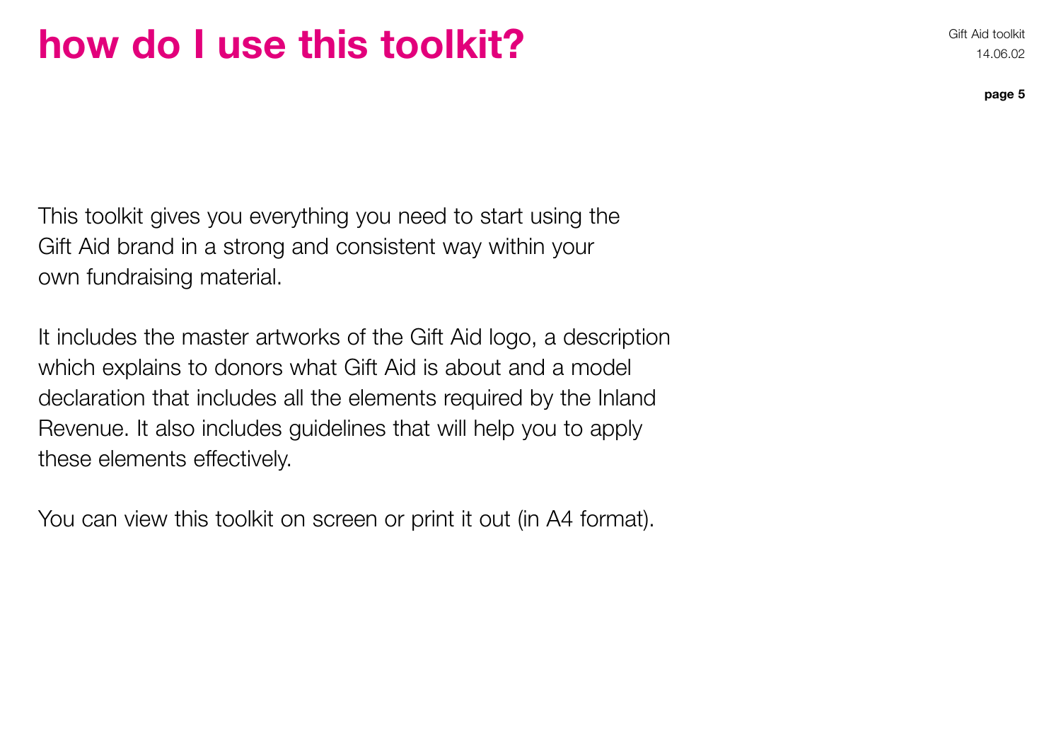# how do I use this toolkit?

This toolkit gives you everything you need to start using the Gift Aid brand in a strong and consistent way within your own fundraising material.

It includes the master artworks of the Gift Aid logo, a description which explains to donors what Gift Aid is about and a model declaration that includes all the elements required by the Inland Revenue. It also includes guidelines that will help you to apply these elements effectively.

You can view this toolkit on screen or print it out (in A4 format).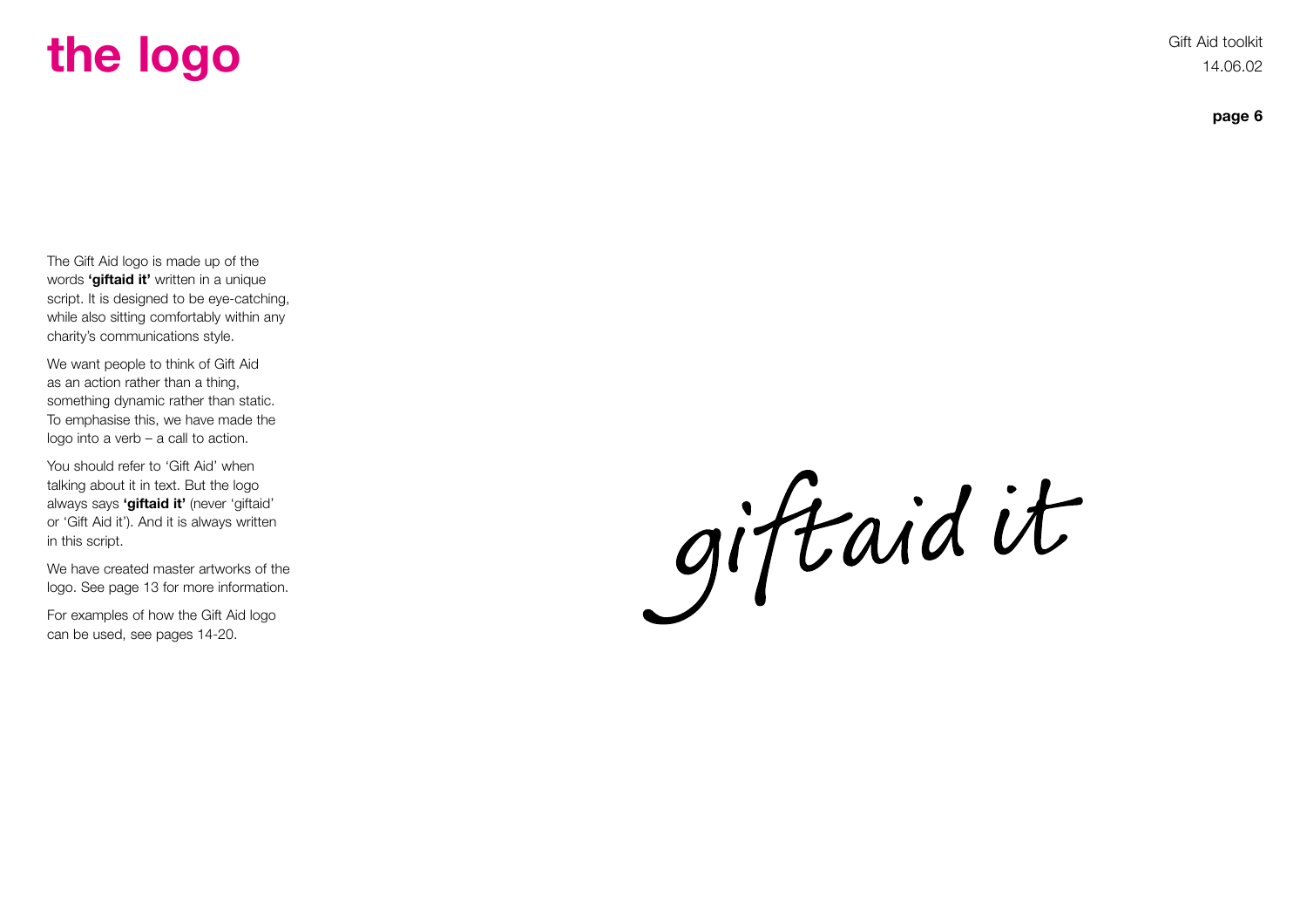# the logo

The Gift Aid logo is made up of the words **'giftaid it'** written in a unique script. It is designed to be eye-catching, while also sitting comfortably within any charity's communications style.

We want people to think of Gift Aid as an action rather than a thing, something dynamic rather than static. To emphasise this, we have made the logo into a verb – a call to action.

You should refer to 'Gift Aid' when talking about it in text. But the logo always says **'giftaid it'** (never 'giftaid' or 'Gift Aid it'). And it is always written in this script.

We have created master artworks of the logo. See page 13 for more information.

For examples of how the Gift Aid logo can be used, see pages 14-20.

giftaid it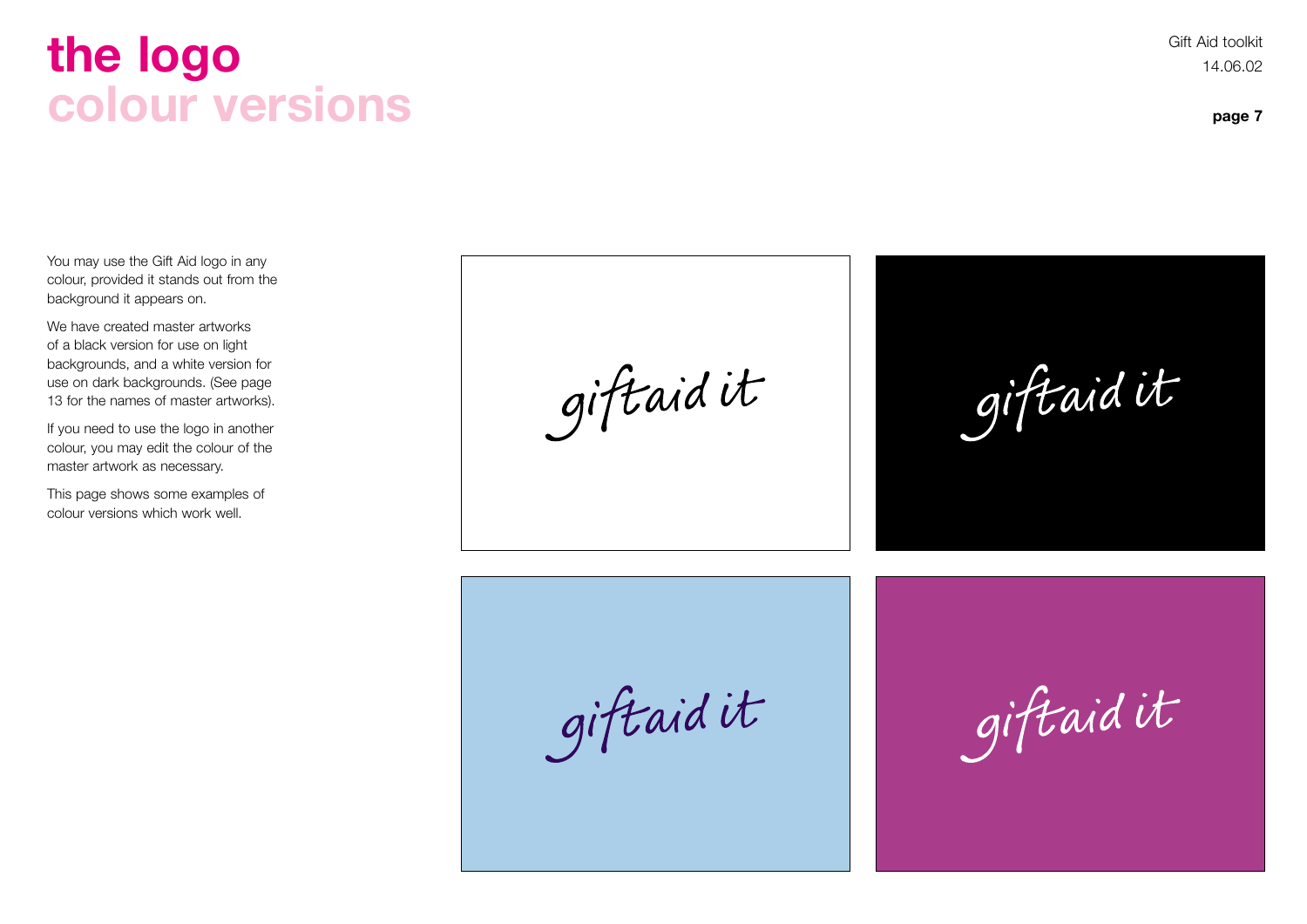# the logo
## colour versions

You may use the Gift Aid logo in any colour, provided it stands out from the background it appears on.

We have created master artworks of a black version for use on light backgrounds, and a white version for use on dark backgrounds. (See page 13 for the names of master artworks).

If you need to use the logo in another colour, you may edit the colour of the master artwork as necessary.

This page shows some examples of colour versions which work well.

giftaid it

giftaid it

giftaid it

giftaid it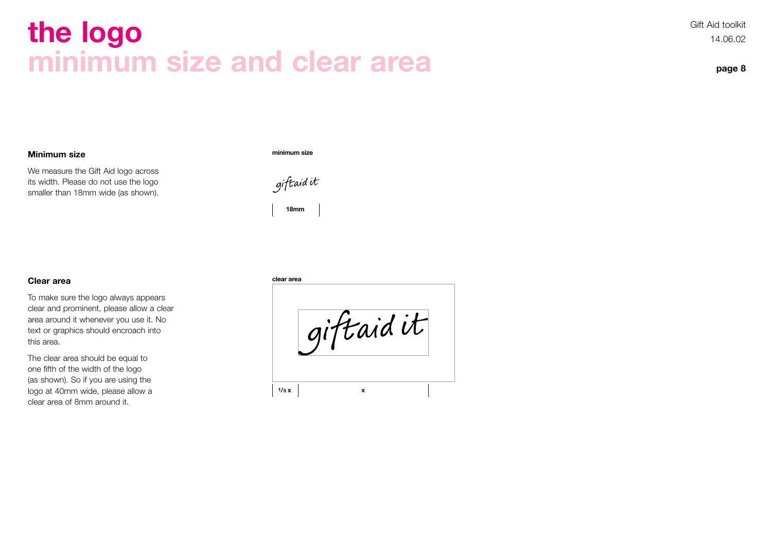# the logo
## minimum size and clear area

### Minimum size

We measure the Gift Aid logo across its width. Please do not use the logo smaller than 18mm wide (as shown).

**minimum size**

giftaid it

18mm

### Clear area

To make sure the logo always appears clear and prominent, please allow a clear area around it whenever you use it. No text or graphics should encroach into this area.

The clear area should be equal to one fifth of the width of the logo (as shown). So if you are using the logo at 40mm wide, please allow a clear area of 8mm around it.

**clear area**

giftaid it

1/5 x | x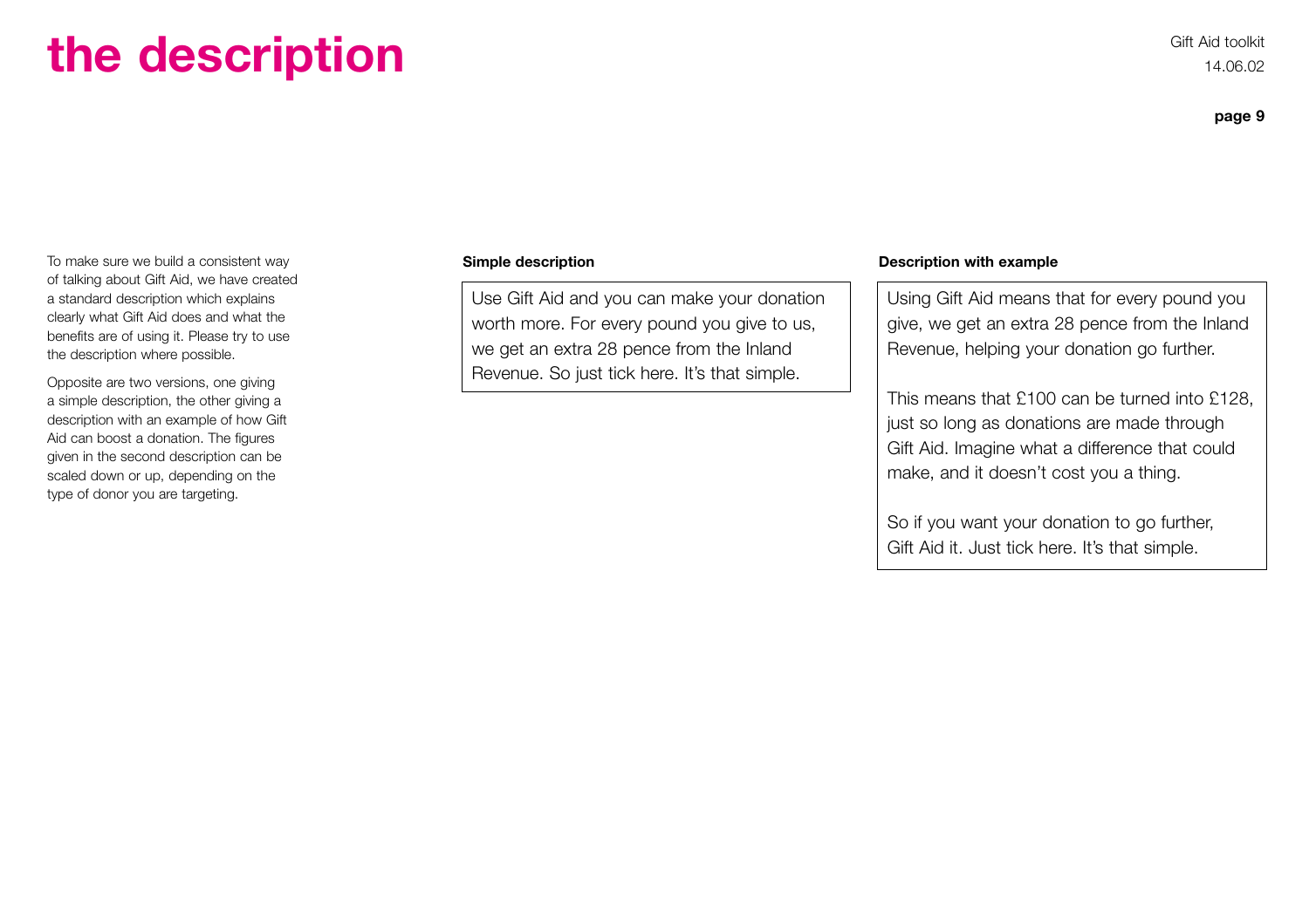# the description

To make sure we build a consistent way of talking about Gift Aid, we have created a standard description which explains clearly what Gift Aid does and what the benefits are of using it. Please try to use the description where possible.

Opposite are two versions, one giving a simple description, the other giving a description with an example of how Gift Aid can boost a donation. The figures given in the second description can be scaled down or up, depending on the type of donor you are targeting.

**Simple description**

> Use Gift Aid and you can make your donation worth more. For every pound you give to us, we get an extra 28 pence from the Inland Revenue. So just tick here. It's that simple.

**Description with example**

> Using Gift Aid means that for every pound you give, we get an extra 28 pence from the Inland Revenue, helping your donation go further.
>
> This means that £100 can be turned into £128, just so long as donations are made through Gift Aid. Imagine what a difference that could make, and it doesn't cost you a thing.
>
> So if you want your donation to go further, Gift Aid it. Just tick here. It's that simple.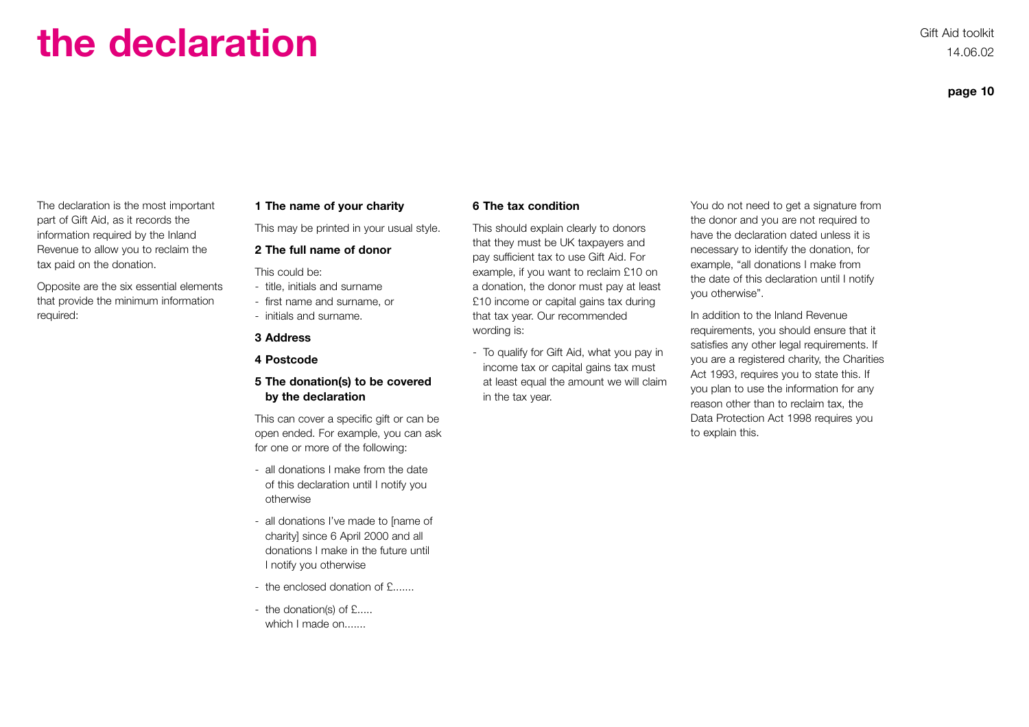# the declaration

The declaration is the most important part of Gift Aid, as it records the information required by the Inland Revenue to allow you to reclaim the tax paid on the donation.

Opposite are the six essential elements that provide the minimum information required:

**1 The name of your charity**

This may be printed in your usual style.

**2 The full name of donor**

This could be:

- title, initials and surname
- first name and surname, or
- initials and surname.

**3 Address**

**4 Postcode**

**5 The donation(s) to be covered by the declaration**

This can cover a specific gift or can be open ended. For example, you can ask for one or more of the following:

- all donations I make from the date of this declaration until I notify you otherwise
- all donations I've made to [name of charity] since 6 April 2000 and all donations I make in the future until I notify you otherwise
- the enclosed donation of £.......
- the donation(s) of £..... which I made on.......

**6 The tax condition**

This should explain clearly to donors that they must be UK taxpayers and pay sufficient tax to use Gift Aid. For example, if you want to reclaim £10 on a donation, the donor must pay at least £10 income or capital gains tax during that tax year. Our recommended wording is:

- To qualify for Gift Aid, what you pay in income tax or capital gains tax must at least equal the amount we will claim in the tax year.

You do not need to get a signature from the donor and you are not required to have the declaration dated unless it is necessary to identify the donation, for example, "all donations I make from the date of this declaration until I notify you otherwise".

In addition to the Inland Revenue requirements, you should ensure that it satisfies any other legal requirements. If you are a registered charity, the Charities Act 1993, requires you to state this. If you plan to use the information for any reason other than to reclaim tax, the Data Protection Act 1998 requires you to explain this.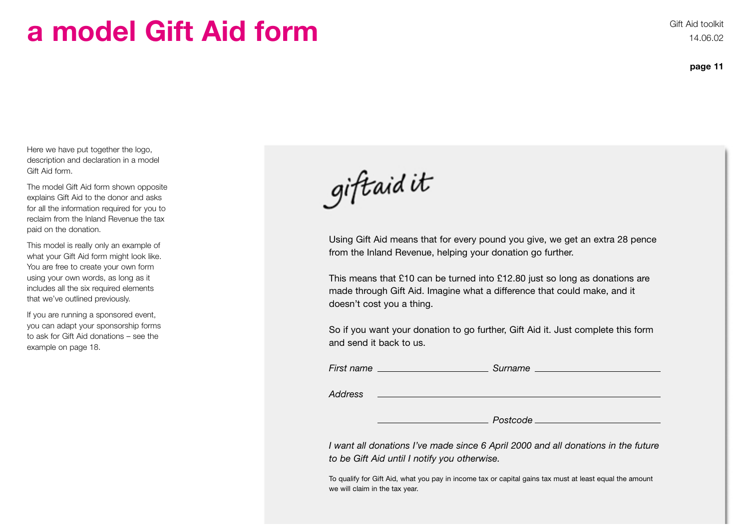# a model Gift Aid form

Here we have put together the logo, description and declaration in a model Gift Aid form.

The model Gift Aid form shown opposite explains Gift Aid to the donor and asks for all the information required for you to reclaim from the Inland Revenue the tax paid on the donation.

This model is really only an example of what your Gift Aid form might look like. You are free to create your own form using your own words, as long as it includes all the six required elements that we've outlined previously.

If you are running a sponsored event, you can adapt your sponsorship forms to ask for Gift Aid donations – see the example on page 18.

giftaid it

Using Gift Aid means that for every pound you give, we get an extra 28 pence from the Inland Revenue, helping your donation go further.

This means that £10 can be turned into £12.80 just so long as donations are made through Gift Aid. Imagine what a difference that could make, and it doesn't cost you a thing.

So if you want your donation to go further, Gift Aid it. Just complete this form and send it back to us.

*First name* ____________________ *Surname* ____________________

*Address* ________________________________________

____________________ *Postcode* ____________________

*I want all donations I've made since 6 April 2000 and all donations in the future to be Gift Aid until I notify you otherwise.*

To qualify for Gift Aid, what you pay in income tax or capital gains tax must at least equal the amount we will claim in the tax year.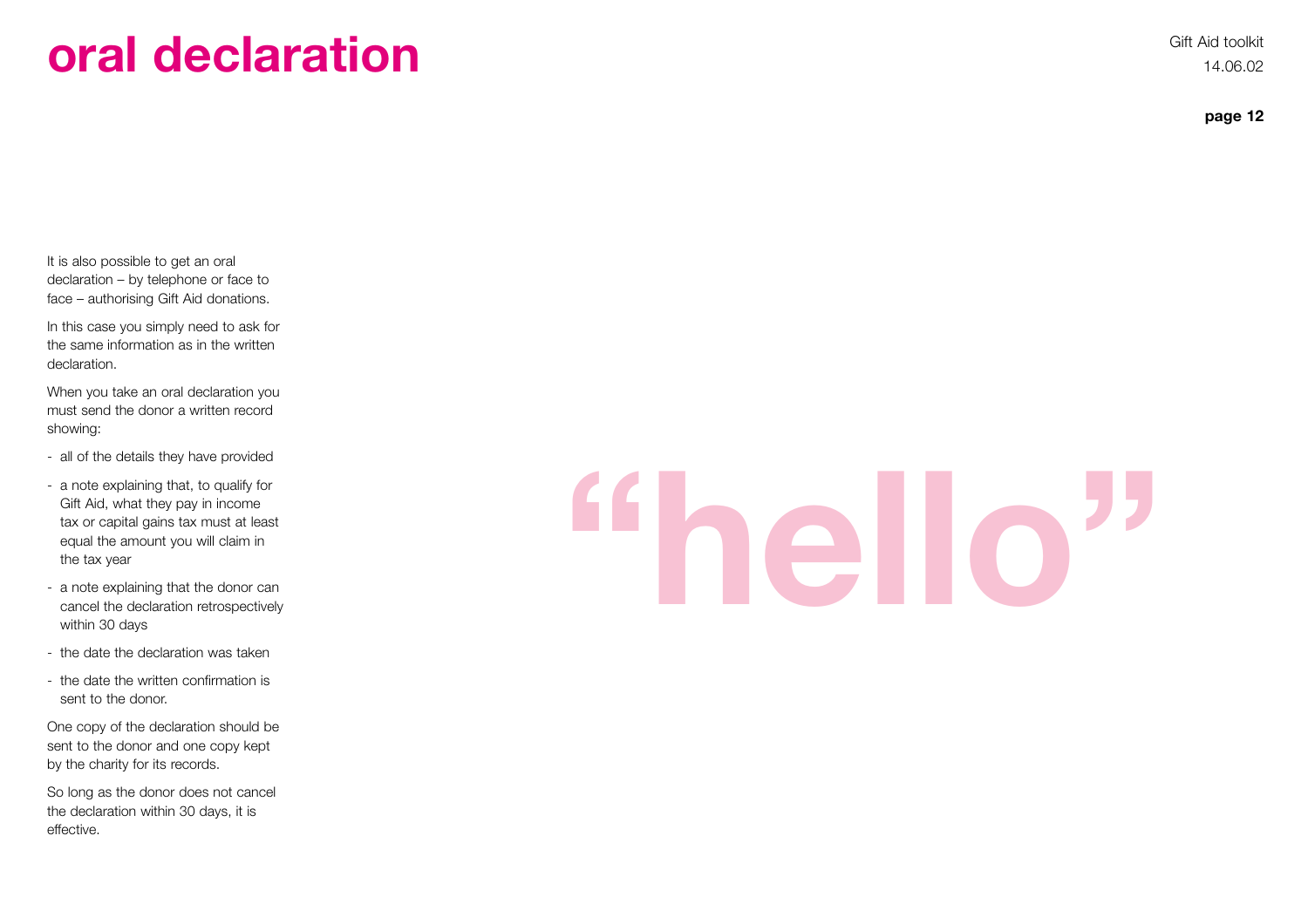# oral declaration

It is also possible to get an oral declaration – by telephone or face to face – authorising Gift Aid donations.

In this case you simply need to ask for the same information as in the written declaration.

When you take an oral declaration you must send the donor a written record showing:

- all of the details they have provided
- a note explaining that, to qualify for Gift Aid, what they pay in income tax or capital gains tax must at least equal the amount you will claim in the tax year
- a note explaining that the donor can cancel the declaration retrospectively within 30 days
- the date the declaration was taken
- the date the written confirmation is sent to the donor.

One copy of the declaration should be sent to the donor and one copy kept by the charity for its records.

So long as the donor does not cancel the declaration within 30 days, it is effective.

"hello"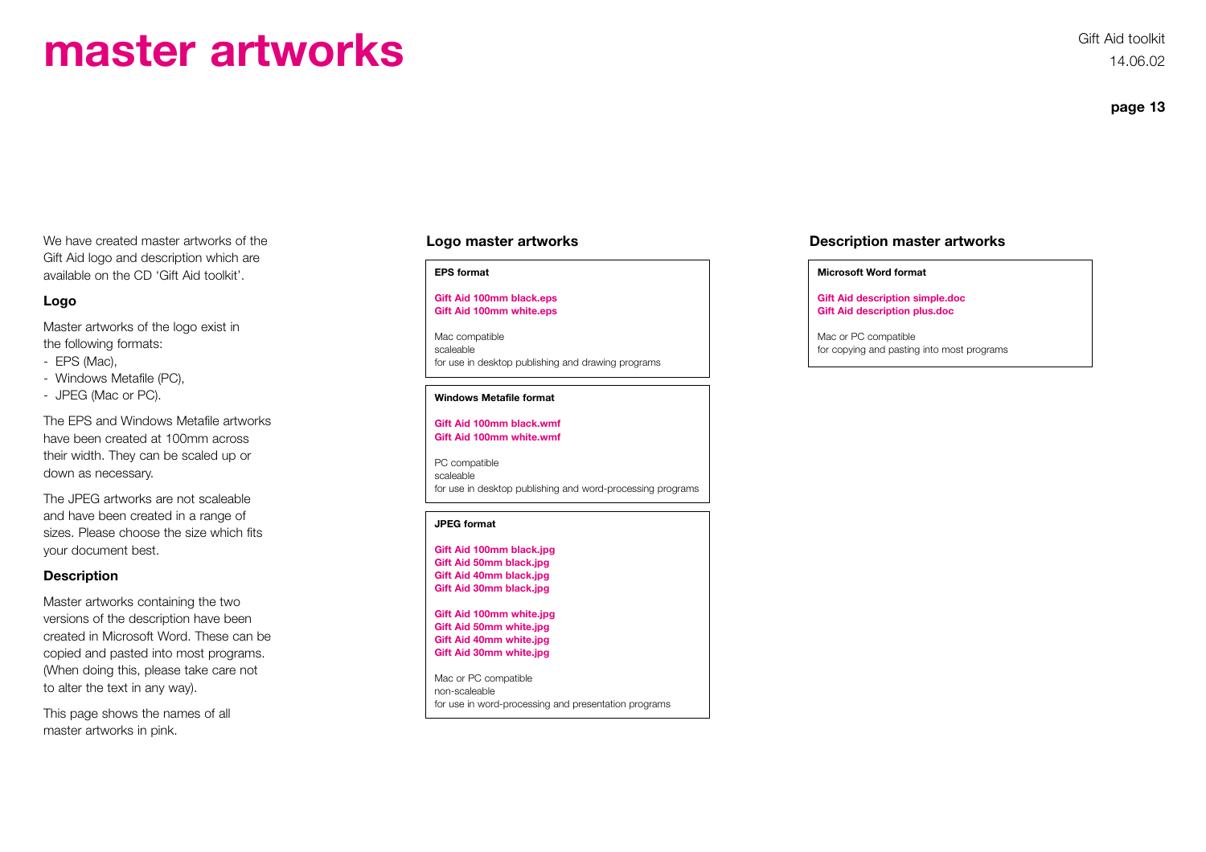# master artworks

We have created master artworks of the Gift Aid logo and description which are available on the CD 'Gift Aid toolkit'.

### Logo

Master artworks of the logo exist in the following formats:

- EPS (Mac),
- Windows Metafile (PC),
- JPEG (Mac or PC).

The EPS and Windows Metafile artworks have been created at 100mm across their width. They can be scaled up or down as necessary.

The JPEG artworks are not scaleable and have been created in a range of sizes. Please choose the size which fits your document best.

### Description

Master artworks containing the two versions of the description have been created in Microsoft Word. These can be copied and pasted into most programs. (When doing this, please take care not to alter the text in any way).

This page shows the names of all master artworks in pink.

## Logo master artworks

**EPS format**

**Gift Aid 100mm black.eps**
**Gift Aid 100mm white.eps**

Mac compatible
scaleable
for use in desktop publishing and drawing programs

**Windows Metafile format**

**Gift Aid 100mm black.wmf**
**Gift Aid 100mm white.wmf**

PC compatible
scaleable
for use in desktop publishing and word-processing programs

**JPEG format**

**Gift Aid 100mm black.jpg**
**Gift Aid 50mm black.jpg**
**Gift Aid 40mm black.jpg**
**Gift Aid 30mm black.jpg**

**Gift Aid 100mm white.jpg**
**Gift Aid 50mm white.jpg**
**Gift Aid 40mm white.jpg**
**Gift Aid 30mm white.jpg**

Mac or PC compatible
non-scaleable
for use in word-processing and presentation programs

## Description master artworks

**Microsoft Word format**

**Gift Aid description simple.doc**
**Gift Aid description plus.doc**

Mac or PC compatible
for copying and pasting into most programs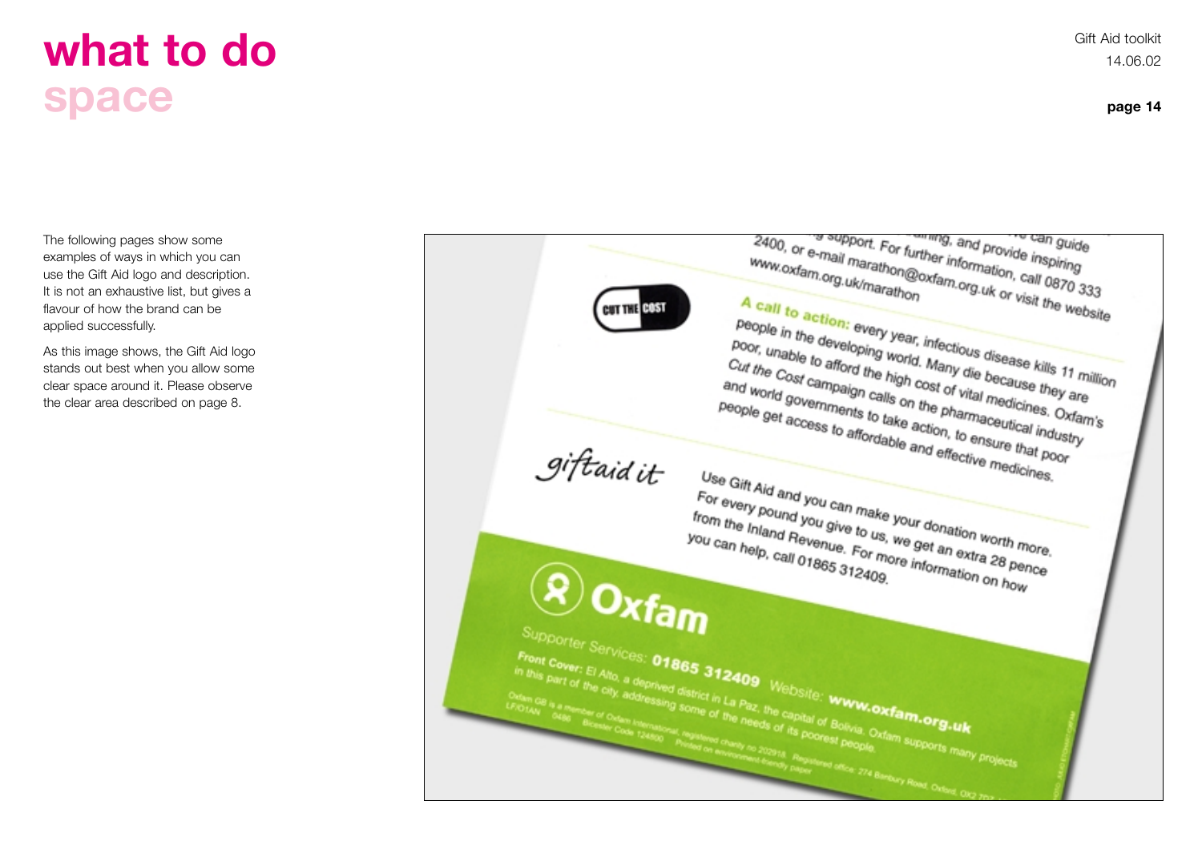# what to do

## space

The following pages show some examples of ways in which you can use the Gift Aid logo and description. It is not an exhaustive list, but gives a flavour of how the brand can be applied successfully.

As this image shows, the Gift Aid logo stands out best when you allow some clear space around it. Please observe the clear area described on page 8.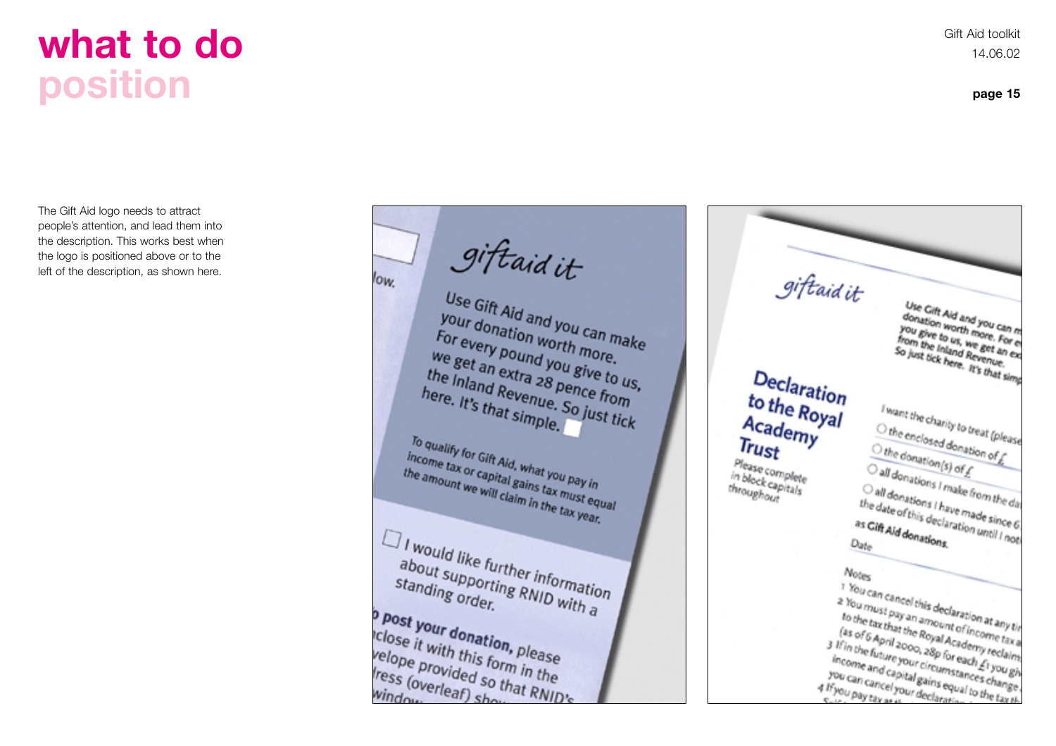# what to do
## position

The Gift Aid logo needs to attract people's attention, and lead them into the description. This works best when the logo is positioned above or to the left of the description, as shown here.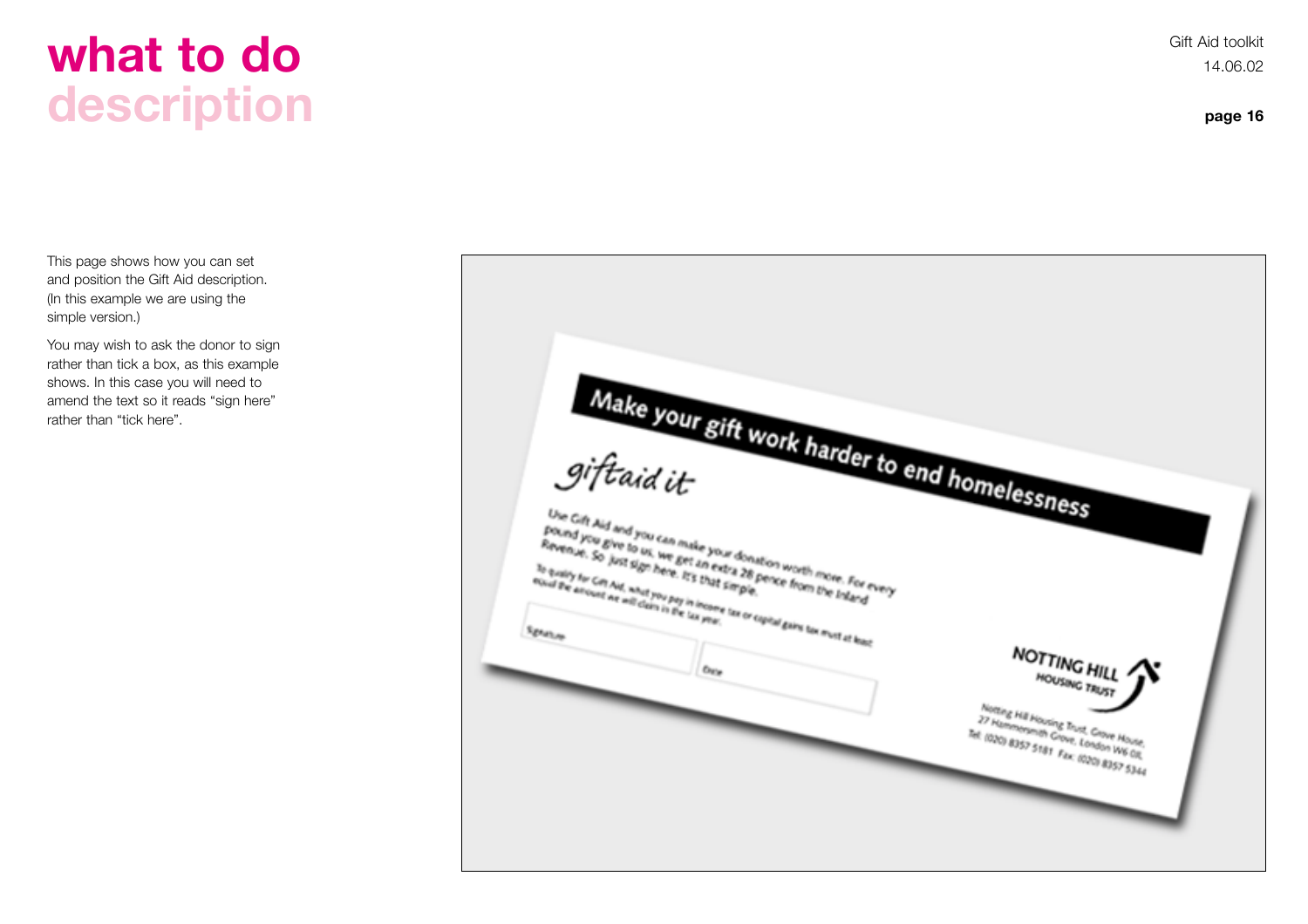# what to do
## description

This page shows how you can set and position the Gift Aid description. (In this example we are using the simple version.)

You may wish to ask the donor to sign rather than tick a box, as this example shows. In this case you will need to amend the text so it reads “sign here” rather than “tick here”.

Make your gift work harder to end homelessness

giftaid it

Use Gift Aid and you can make your donation worth more. For every pound you give to us, we get an extra 28 pence from the Inland Revenue. So just sign here. It's that simple.

To qualify for Gift Aid, what you pay in income tax or capital gains tax must at least equal the amount we will claim in the tax year.

Signature

Date

NOTTING HILL HOUSING TRUST

Notting Hill Housing Trust, Grove House, 27 Hammersmith Grove, London W6 0JL
Tel: (020) 8357 5181 Fax: (020) 8357 5344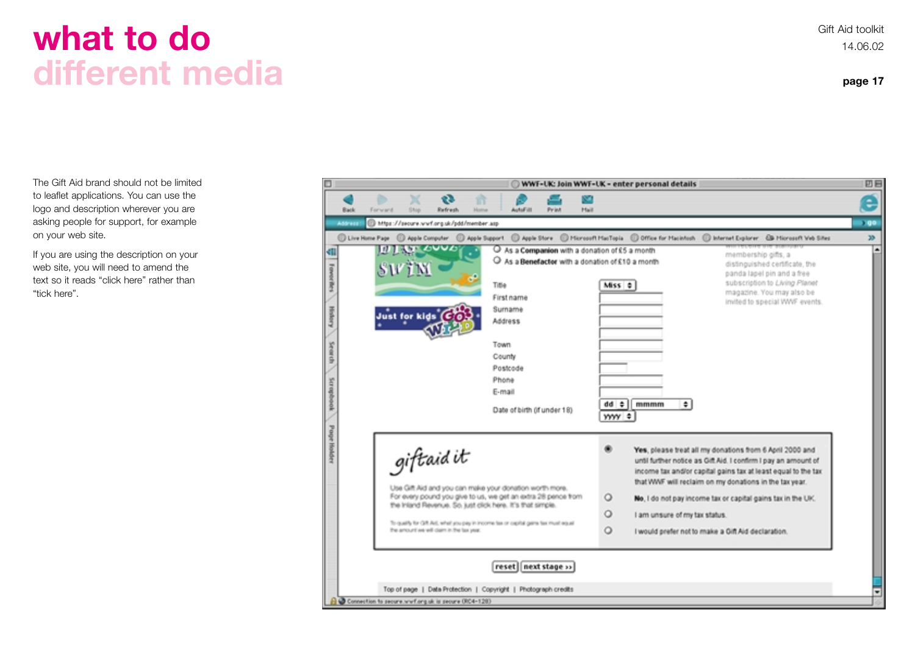# what to do
## different media

The Gift Aid brand should not be limited to leaflet applications. You can use the logo and description wherever you are asking people for support, for example on your web site.

If you are using the description on your web site, you will need to amend the text so it reads "click here" rather than "tick here".

WWF-UK: Join WWF-UK - enter personal details

https://secure.wwf.org.uk/pdd/member.asp

As a **Companion** with a donation of £5 a month

As a **Benefactor** with a donation of £10 a month

membership gifts, a distinguished certificate, the panda lapel pin and a free subscription to *Living Planet* magazine. You may also be invited to special WWF events.

Title
First name
Surname
Address
Town
County
Postcode
Phone
E-mail
Date of birth (if under 18)

giftaid it

Use Gift Aid and you can make your donation worth more. For every pound you give to us, we get an extra 28 pence from the Inland Revenue. So just click here. It's that simple.

To qualify for Gift Aid, what you pay in income tax or capital gains tax must equal the amount we will claim in the tax year.

**Yes**, please treat all my donations from 6 April 2000 and until further notice as Gift Aid. I confirm I pay an amount of income tax and/or capital gains tax at least equal to the tax that WWF will reclaim on my donations in the tax year.

**No**, I do not pay income tax or capital gains tax in the UK.

I am unsure of my tax status.

I would prefer not to make a Gift Aid declaration.

reset | next stage

Top of page | Data Protection | Copyright | Photograph credits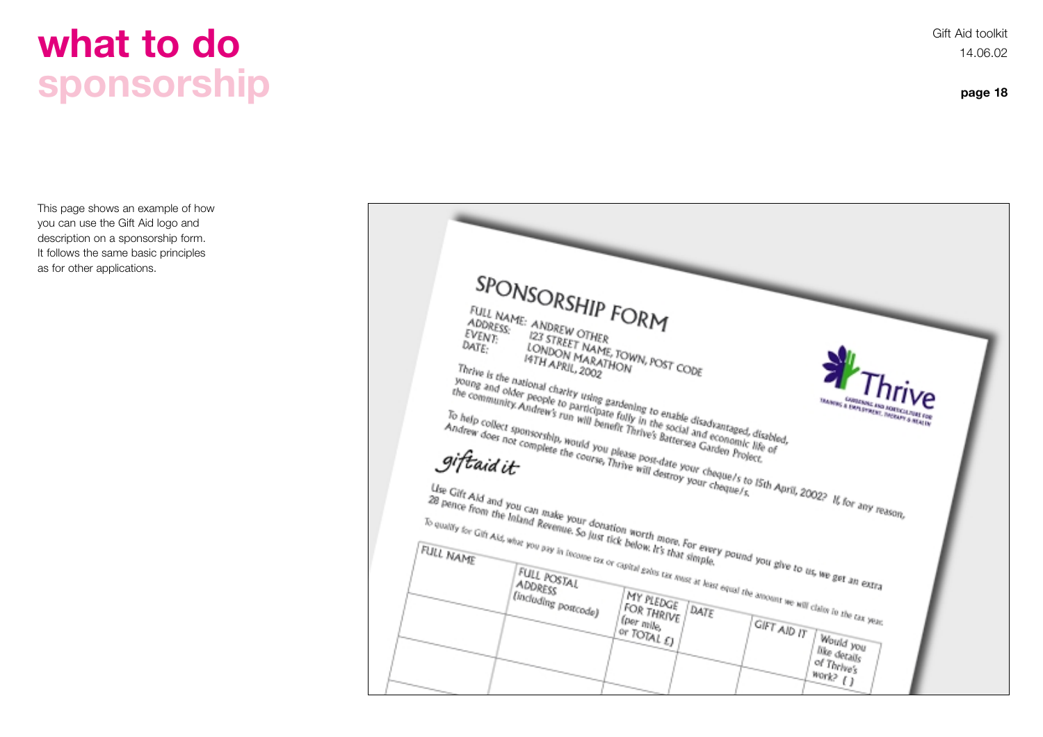# what to do
## sponsorship

This page shows an example of how you can use the Gift Aid logo and description on a sponsorship form. It follows the same basic principles as for other applications.

SPONSORSHIP FORM

FULL NAME: ANDREW OTHER
ADDRESS: 123 STREET NAME, TOWN, POST CODE
EVENT: LONDON MARATHON
DATE: 14TH APRIL, 2002

Thrive

Thrive is the national charity using gardening to enable disadvantaged, disabled, young and older people to participate fully in the social and economic life of the community. Andrew's run will benefit Thrive's Battersea Garden Project.

To help collect sponsorship, would you please post-date your cheque/s to 15th April, 2002? If, for any reason, Andrew does not complete the course, Thrive will destroy your cheque/s.

giftaid it

Use Gift Aid and you can make your donation worth more. For every pound you give to us, we get an extra 28 pence from the Inland Revenue. So just tick below. It's that simple.

To qualify for Gift Aid, what you pay in income tax or capital gains tax must at least equal the amount we will claim in the tax year.

| FULL NAME | FULL POSTAL ADDRESS (including postcode) | MY PLEDGE FOR THRIVE (per mile, or TOTAL £) | DATE | GIFT AID IT | Would you like details of Thrive's work? ( ) |
|---|---|---|---|---|---|
| | | | | | |
| | | | | | |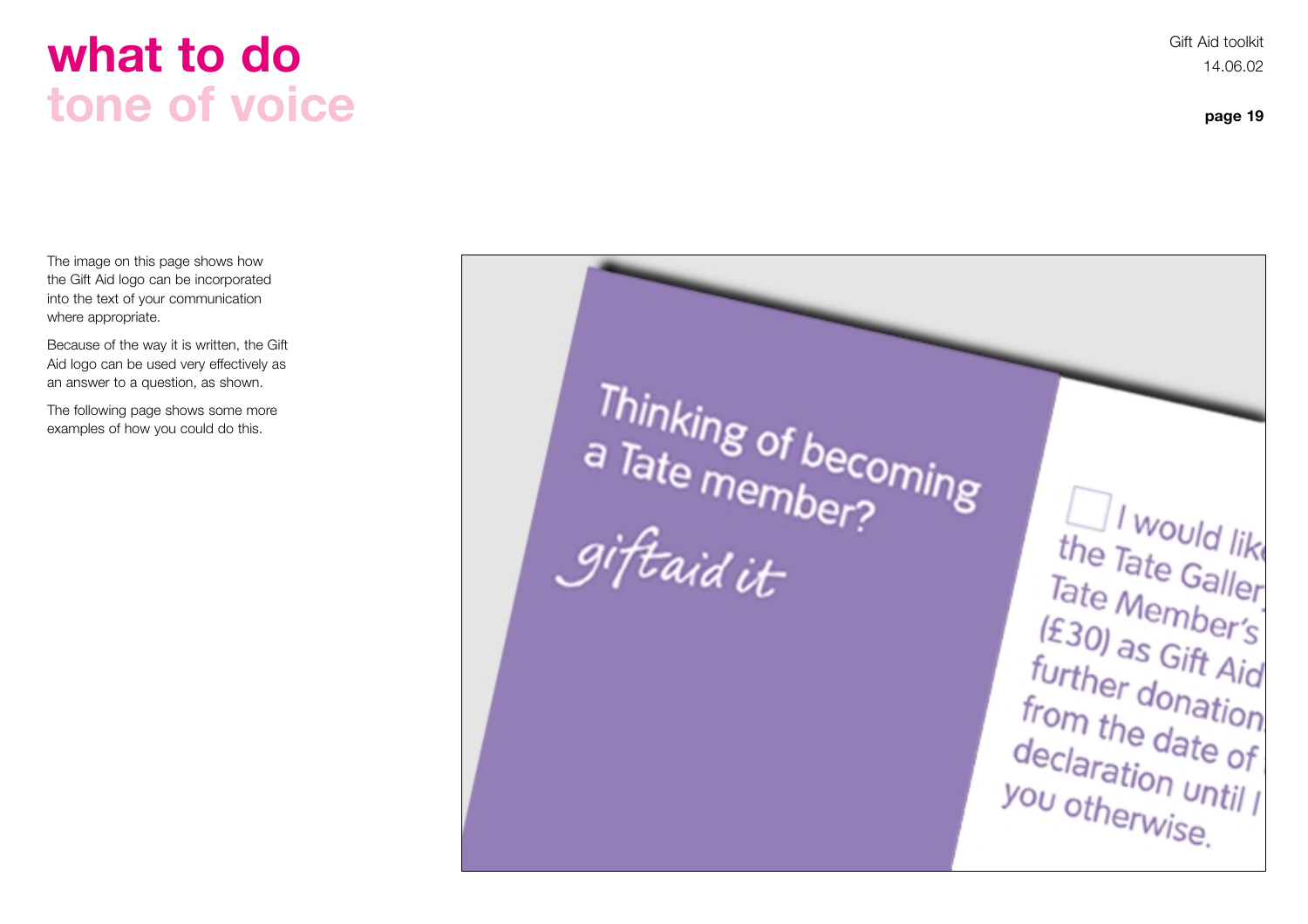# what to do
## tone of voice

The image on this page shows how the Gift Aid logo can be incorporated into the text of your communication where appropriate.

Because of the way it is written, the Gift Aid logo can be used very effectively as an answer to a question, as shown.

The following page shows some more examples of how you could do this.

Thinking of becoming a Tate member?

giftaid it

☐ I would lik
the Tate Galler
Tate Member's
(£30) as Gift Aid
further donation
from the date of
declaration until I
you otherwise.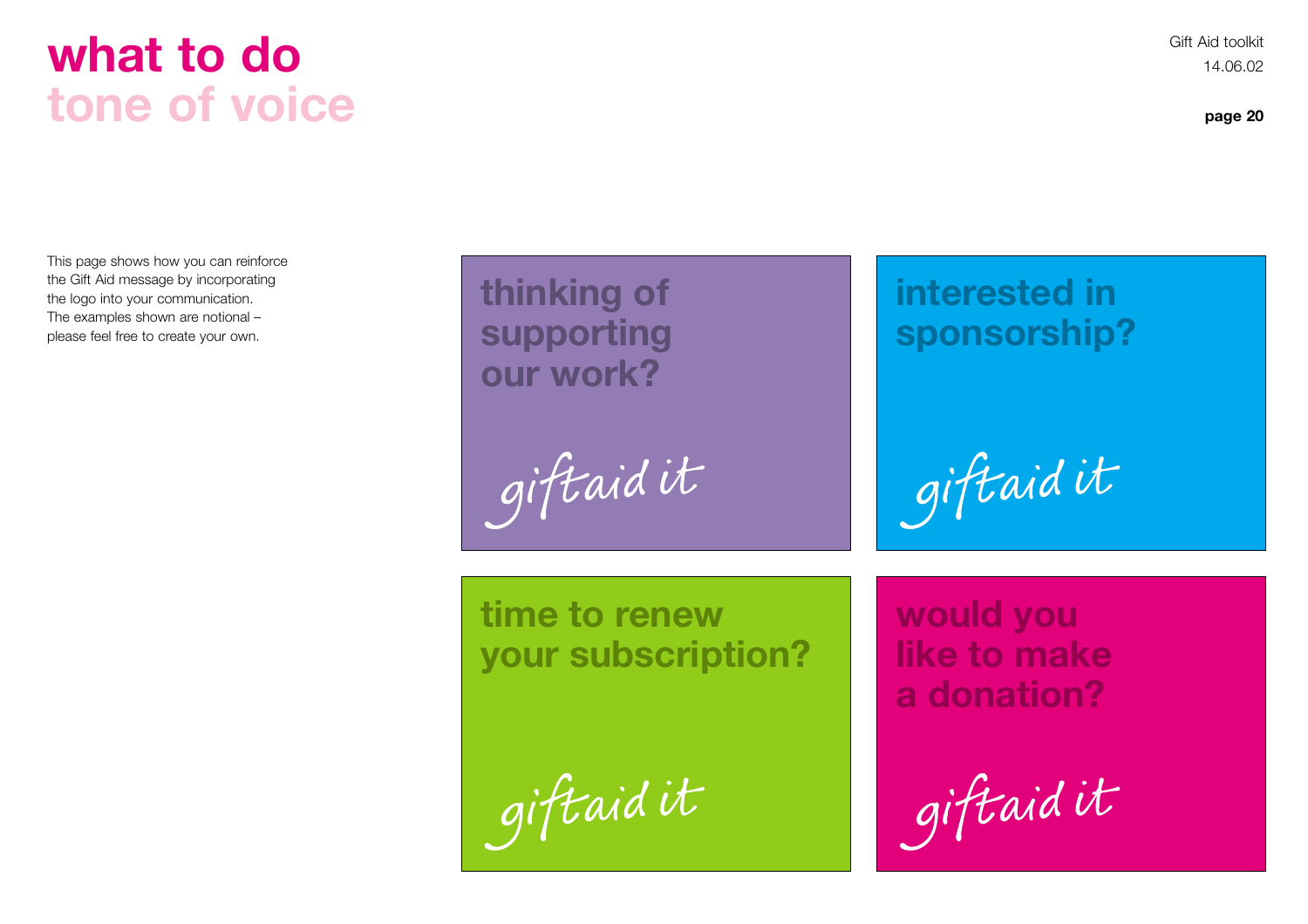# what to do
## tone of voice

This page shows how you can reinforce the Gift Aid message by incorporating the logo into your communication. The examples shown are notional – please feel free to create your own.

**thinking of supporting our work?**

giftaid it

**interested in sponsorship?**

giftaid it

**time to renew your subscription?**

giftaid it

**would you like to make a donation?**

giftaid it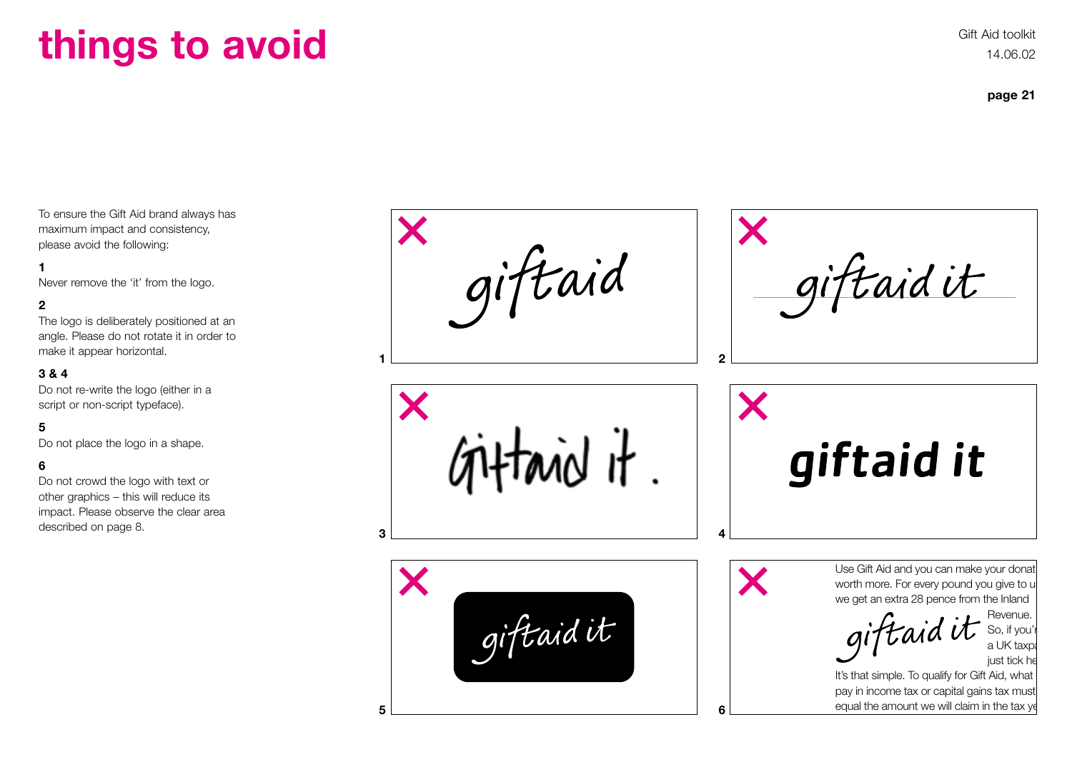# things to avoid

To ensure the Gift Aid brand always has maximum impact and consistency, please avoid the following:

**1**
Never remove the 'it' from the logo.

**2**
The logo is deliberately positioned at an angle. Please do not rotate it in order to make it appear horizontal.

**3 & 4**
Do not re-write the logo (either in a script or non-script typeface).

**5**
Do not place the logo in a shape.

**6**
Do not crowd the logo with text or other graphics – this will reduce its impact. Please observe the clear area described on page 8.

1 ✕ giftaid

2 ✕ giftaid it

3 ✕ Giftaid it.

4 ✕ giftaid it

5 ✕ giftaid it

6 ✕ Use Gift Aid and you can make your donat worth more. For every pound you give to u we get an extra 28 pence from the Inland Revenue. giftaid it So, if you'r a UK taxpa just tick he It's that simple. To qualify for Gift Aid, what pay in income tax or capital gains tax must equal the amount we will claim in the tax ye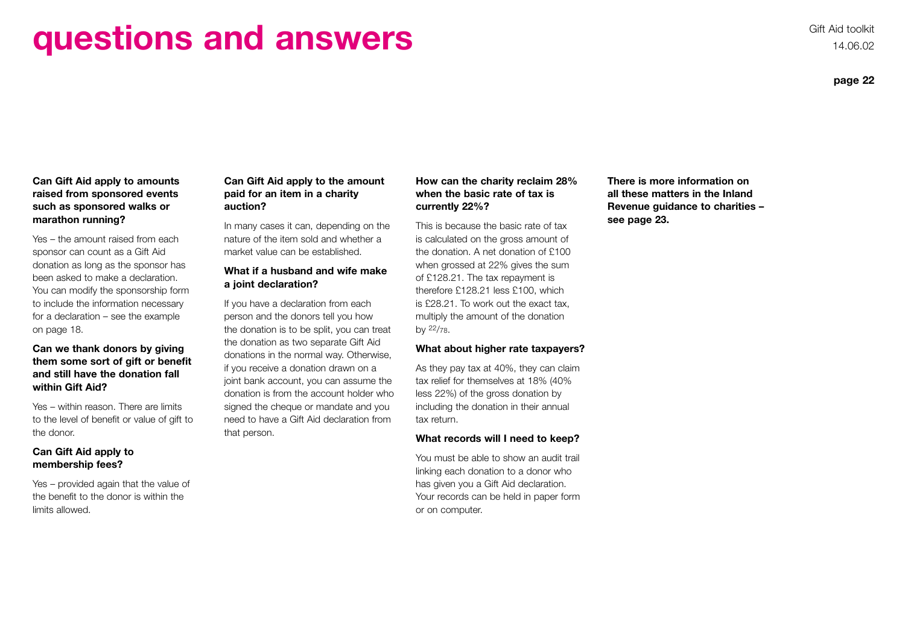# questions and answers

### Can Gift Aid apply to amounts raised from sponsored events such as sponsored walks or marathon running?

Yes – the amount raised from each sponsor can count as a Gift Aid donation as long as the sponsor has been asked to make a declaration. You can modify the sponsorship form to include the information necessary for a declaration – see the example on page 18.

### Can we thank donors by giving them some sort of gift or benefit and still have the donation fall within Gift Aid?

Yes – within reason. There are limits to the level of benefit or value of gift to the donor.

### Can Gift Aid apply to membership fees?

Yes – provided again that the value of the benefit to the donor is within the limits allowed.

### Can Gift Aid apply to the amount paid for an item in a charity auction?

In many cases it can, depending on the nature of the item sold and whether a market value can be established.

### What if a husband and wife make a joint declaration?

If you have a declaration from each person and the donors tell you how the donation is to be split, you can treat the donation as two separate Gift Aid donations in the normal way. Otherwise, if you receive a donation drawn on a joint bank account, you can assume the donation is from the account holder who signed the cheque or mandate and you need to have a Gift Aid declaration from that person.

### How can the charity reclaim 28% when the basic rate of tax is currently 22%?

This is because the basic rate of tax is calculated on the gross amount of the donation. A net donation of £100 when grossed at 22% gives the sum of £128.21. The tax repayment is therefore £128.21 less £100, which is £28.21. To work out the exact tax, multiply the amount of the donation by $^{22}/_{78}$.

### What about higher rate taxpayers?

As they pay tax at 40%, they can claim tax relief for themselves at 18% (40% less 22%) of the gross donation by including the donation in their annual tax return.

### What records will I need to keep?

You must be able to show an audit trail linking each donation to a donor who has given you a Gift Aid declaration. Your records can be held in paper form or on computer.

**There is more information on all these matters in the Inland Revenue guidance to charities – see page 23.**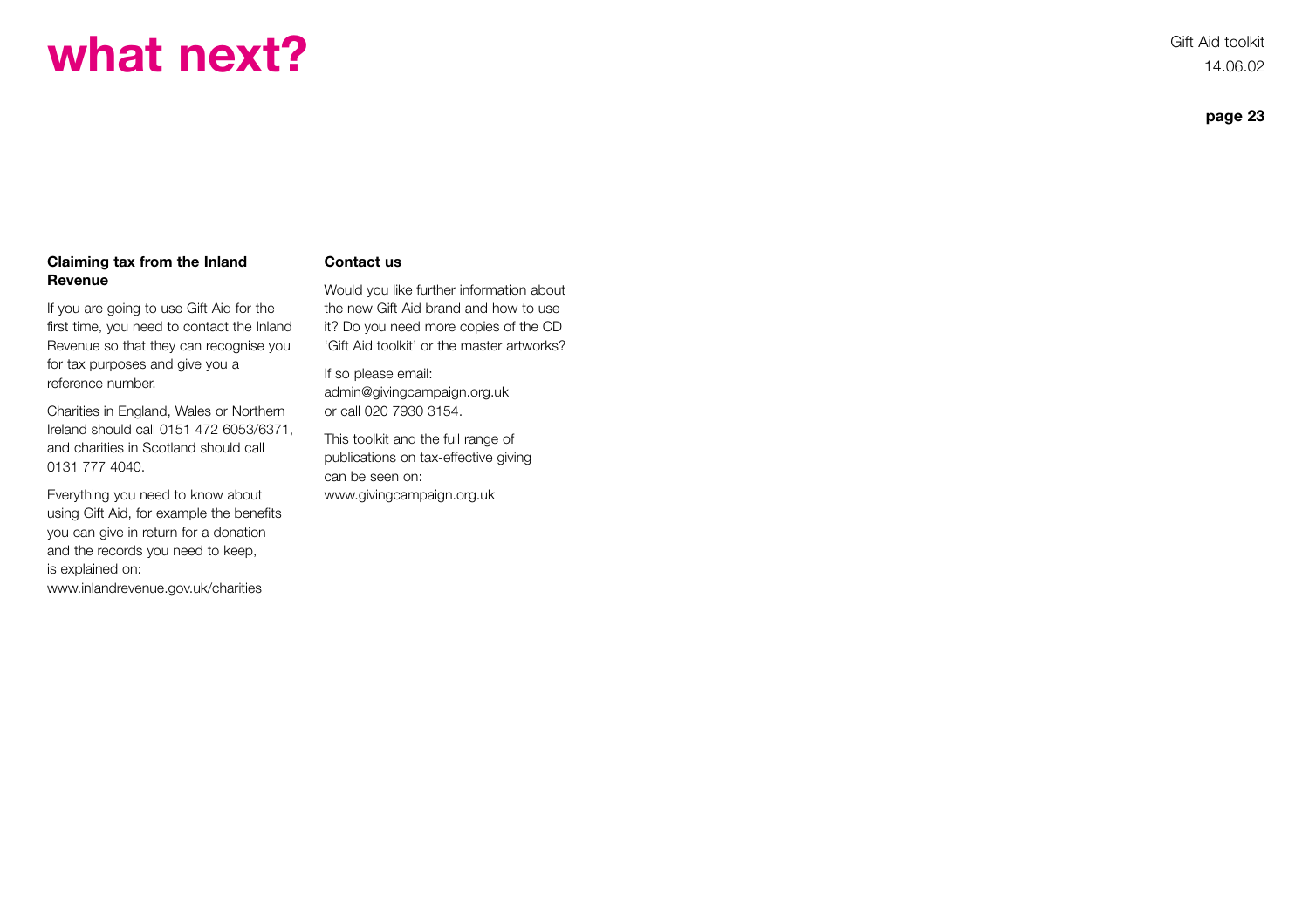# what next?

## Claiming tax from the Inland Revenue

If you are going to use Gift Aid for the first time, you need to contact the Inland Revenue so that they can recognise you for tax purposes and give you a reference number.

Charities in England, Wales or Northern Ireland should call 0151 472 6053/6371, and charities in Scotland should call 0131 777 4040.

Everything you need to know about using Gift Aid, for example the benefits you can give in return for a donation and the records you need to keep, is explained on:
www.inlandrevenue.gov.uk/charities

## Contact us

Would you like further information about the new Gift Aid brand and how to use it? Do you need more copies of the CD 'Gift Aid toolkit' or the master artworks?

If so please email:
admin@givingcampaign.org.uk
or call 020 7930 3154.

This toolkit and the full range of publications on tax-effective giving can be seen on:
www.givingcampaign.org.uk